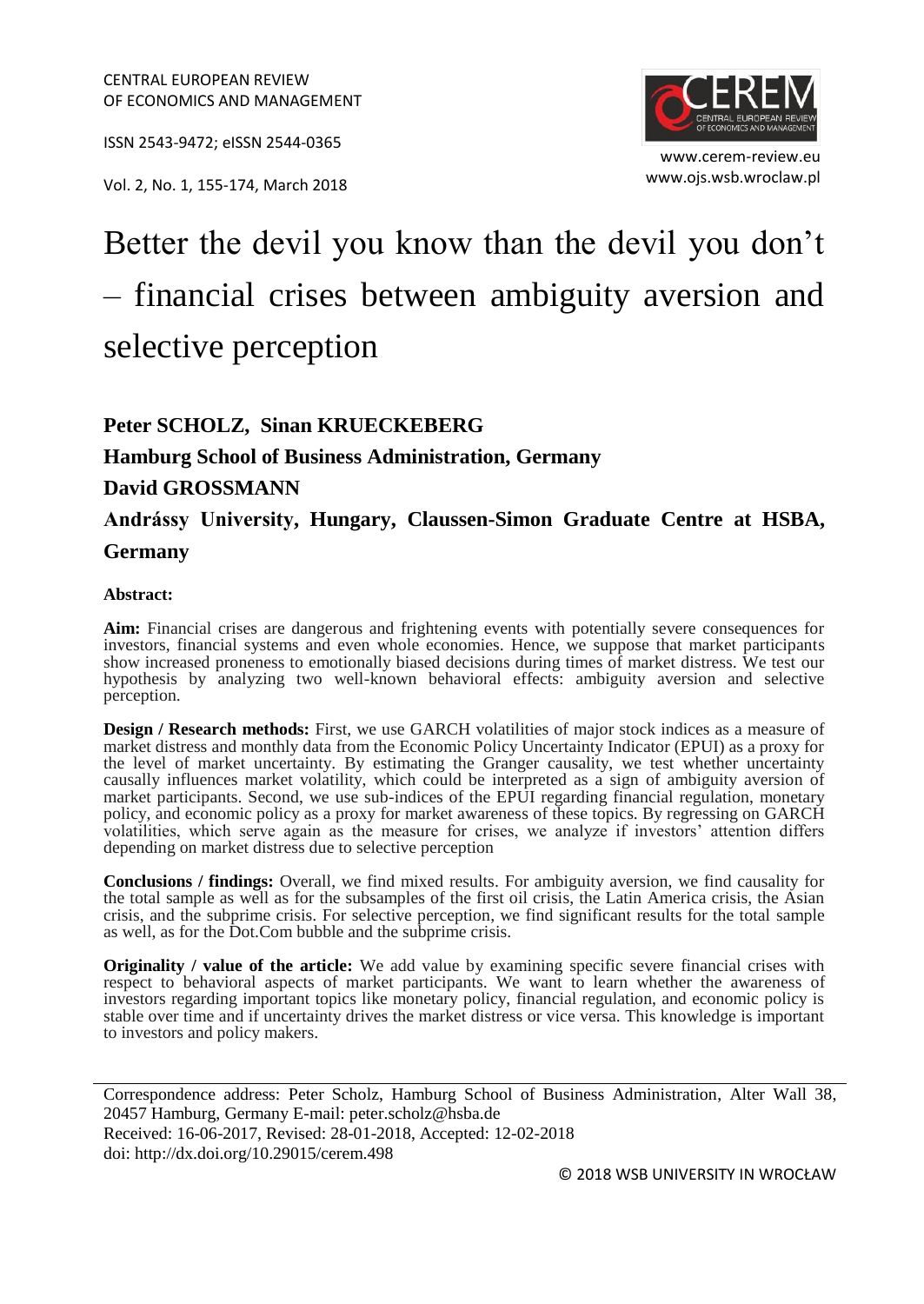CENTRAL EUROPEAN REVIEW OF ECONOMICS AND MANAGEMENT

ISSN 2543-9472; eISSN 2544-0365

www.cerem-review.eu
www.ojs.wsb.wroclaw.pl

# Better the devil you know than the devil you don't – financial crises between ambiguity aversion and selective perception

**Peter SCHOLZ, Sinan KRUECKEBERG**

**Hamburg School of Business Administration, Germany**

**David GROSSMANN**

**Andrássy University, Hungary, Claussen-Simon Graduate Centre at HSBA, Germany**

**Abstract:**

**Aim:** Financial crises are dangerous and frightening events with potentially severe consequences for investors, financial systems and even whole economies. Hence, we suppose that market participants show increased proneness to emotionally biased decisions during times of market distress. We test our hypothesis by analyzing two well-known behavioral effects: ambiguity aversion and selective perception.

**Design / Research methods:** First, we use GARCH volatilities of major stock indices as a measure of market distress and monthly data from the Economic Policy Uncertainty Indicator (EPUI) as a proxy for the level of market uncertainty. By estimating the Granger causality, we test whether uncertainty causally influences market volatility, which could be interpreted as a sign of ambiguity aversion of market participants. Second, we use sub-indices of the EPUI regarding financial regulation, monetary policy, and economic policy as a proxy for market awareness of these topics. By regressing on GARCH volatilities, which serve again as the measure for crises, we analyze if investors' attention differs depending on market distress due to selective perception

**Conclusions / findings:** Overall, we find mixed results. For ambiguity aversion, we find causality for the total sample as well as for the subsamples of the first oil crisis, the Latin America crisis, the Asian crisis, and the subprime crisis. For selective perception, we find significant results for the total sample as well, as for the Dot.Com bubble and the subprime crisis.

**Originality / value of the article:** We add value by examining specific severe financial crises with respect to behavioral aspects of market participants. We want to learn whether the awareness of investors regarding important topics like monetary policy, financial regulation, and economic policy is stable over time and if uncertainty drives the market distress or vice versa. This knowledge is important to investors and policy makers.

---

Correspondence address: Peter Scholz, Hamburg School of Business Administration, Alter Wall 38, 20457 Hamburg, Germany E-mail: peter.scholz@hsba.de
Received: 16-06-2017, Revised: 28-01-2018, Accepted: 12-02-2018
doi: http://dx.doi.org/10.29015/cerem.498

© 2018 WSB UNIVERSITY IN WROCŁAW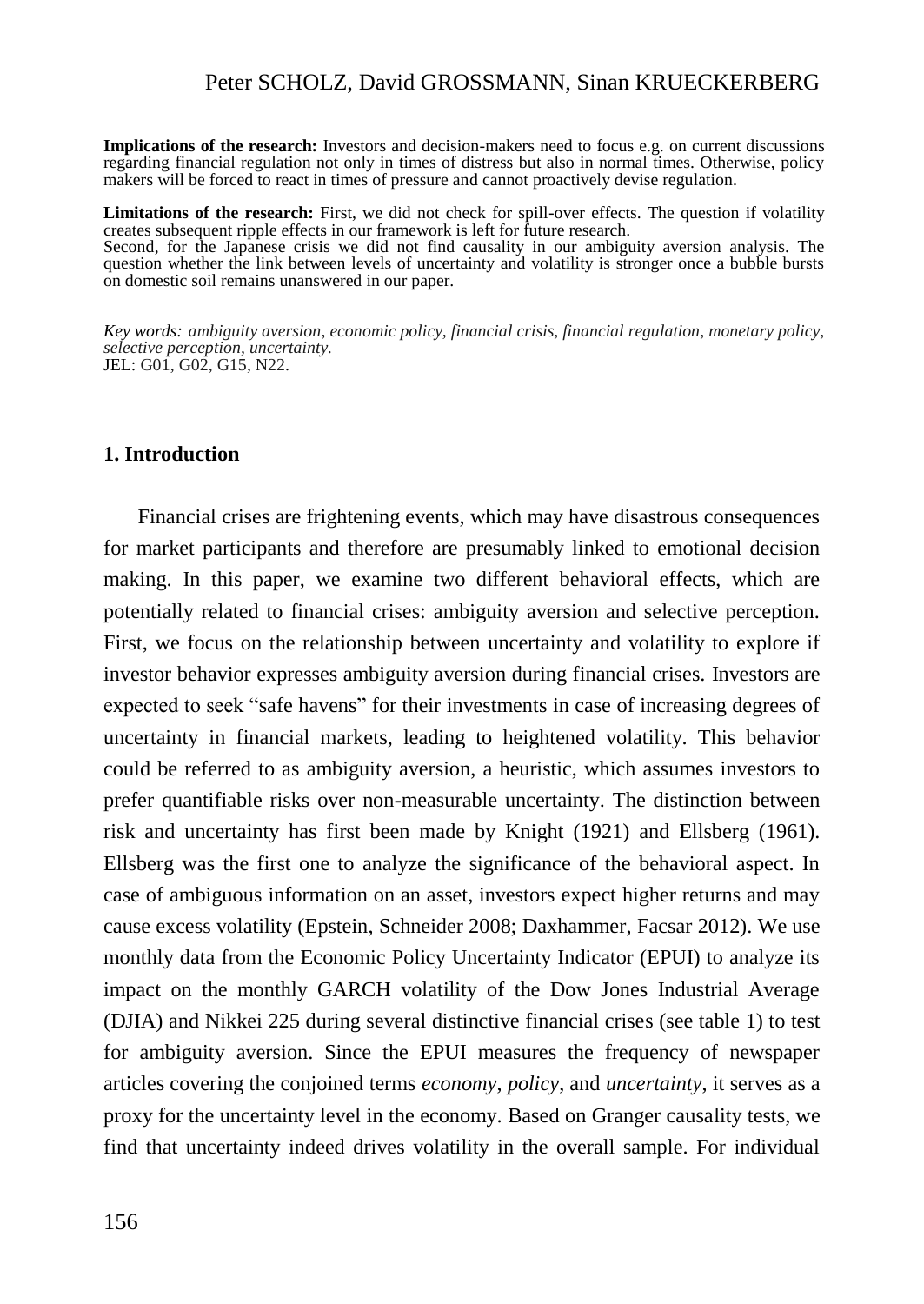**Implications of the research:** Investors and decision-makers need to focus e.g. on current discussions regarding financial regulation not only in times of distress but also in normal times. Otherwise, policy makers will be forced to react in times of pressure and cannot proactively devise regulation.

**Limitations of the research:** First, we did not check for spill-over effects. The question if volatility creates subsequent ripple effects in our framework is left for future research.
Second, for the Japanese crisis we did not find causality in our ambiguity aversion analysis. The question whether the link between levels of uncertainty and volatility is stronger once a bubble bursts on domestic soil remains unanswered in our paper.

*Key words: ambiguity aversion, economic policy, financial crisis, financial regulation, monetary policy, selective perception, uncertainty.*
JEL: G01, G02, G15, N22.

## 1. Introduction

Financial crises are frightening events, which may have disastrous consequences for market participants and therefore are presumably linked to emotional decision making. In this paper, we examine two different behavioral effects, which are potentially related to financial crises: ambiguity aversion and selective perception. First, we focus on the relationship between uncertainty and volatility to explore if investor behavior expresses ambiguity aversion during financial crises. Investors are expected to seek "safe havens" for their investments in case of increasing degrees of uncertainty in financial markets, leading to heightened volatility. This behavior could be referred to as ambiguity aversion, a heuristic, which assumes investors to prefer quantifiable risks over non-measurable uncertainty. The distinction between risk and uncertainty has first been made by Knight (1921) and Ellsberg (1961). Ellsberg was the first one to analyze the significance of the behavioral aspect. In case of ambiguous information on an asset, investors expect higher returns and may cause excess volatility (Epstein, Schneider 2008; Daxhammer, Facsar 2012). We use monthly data from the Economic Policy Uncertainty Indicator (EPUI) to analyze its impact on the monthly GARCH volatility of the Dow Jones Industrial Average (DJIA) and Nikkei 225 during several distinctive financial crises (see table 1) to test for ambiguity aversion. Since the EPUI measures the frequency of newspaper articles covering the conjoined terms *economy*, *policy*, and *uncertainty*, it serves as a proxy for the uncertainty level in the economy. Based on Granger causality tests, we find that uncertainty indeed drives volatility in the overall sample. For individual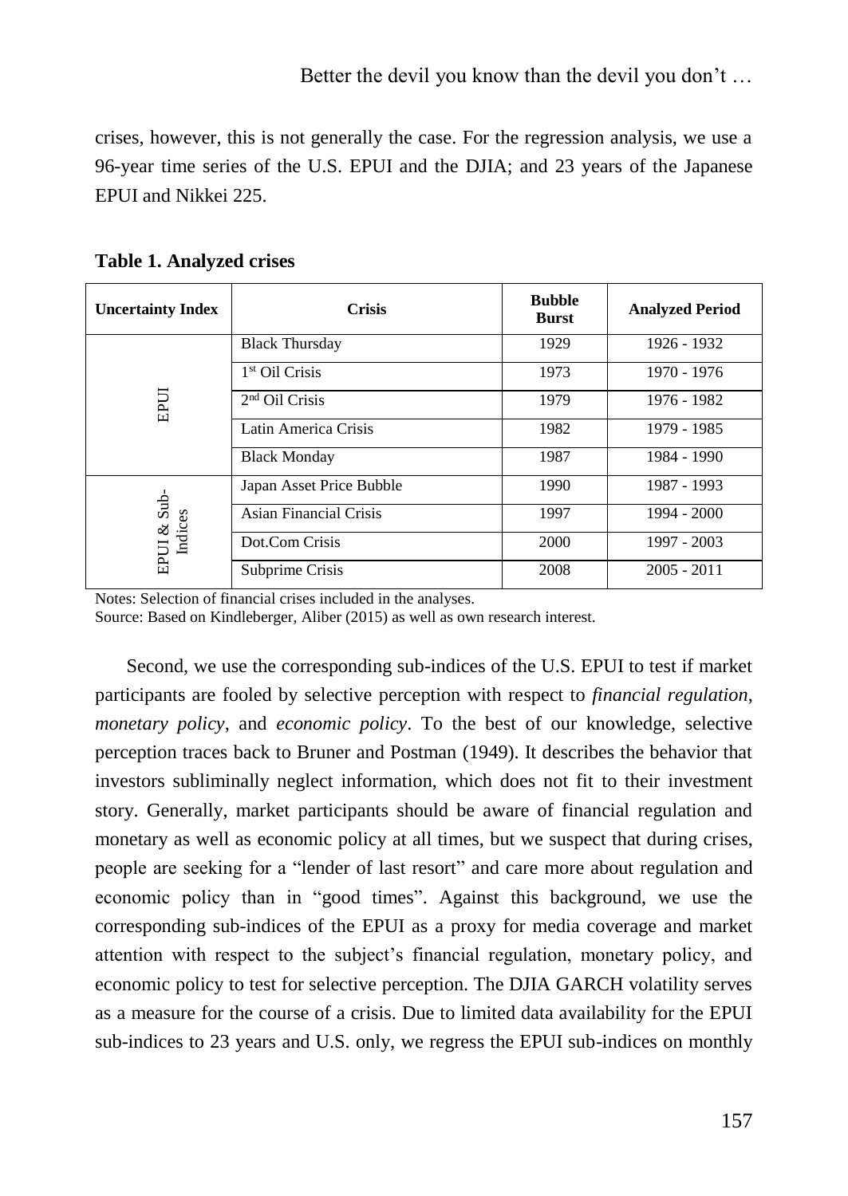crises, however, this is not generally the case. For the regression analysis, we use a 96-year time series of the U.S. EPUI and the DJIA; and 23 years of the Japanese EPUI and Nikkei 225.

**Table 1. Analyzed crises**

| Uncertainty Index | Crisis | Bubble Burst | Analyzed Period |
|---|---|---|---|
| EPUI | Black Thursday | 1929 | 1926 - 1932 |
| | 1st Oil Crisis | 1973 | 1970 - 1976 |
| | 2nd Oil Crisis | 1979 | 1976 - 1982 |
| | Latin America Crisis | 1982 | 1979 - 1985 |
| | Black Monday | 1987 | 1984 - 1990 |
| EPUI & Sub-Indices | Japan Asset Price Bubble | 1990 | 1987 - 1993 |
| | Asian Financial Crisis | 1997 | 1994 - 2000 |
| | Dot.Com Crisis | 2000 | 1997 - 2003 |
| | Subprime Crisis | 2008 | 2005 - 2011 |

Notes: Selection of financial crises included in the analyses.
Source: Based on Kindleberger, Aliber (2015) as well as own research interest.

Second, we use the corresponding sub-indices of the U.S. EPUI to test if market participants are fooled by selective perception with respect to *financial regulation*, *monetary policy*, and *economic policy*. To the best of our knowledge, selective perception traces back to Bruner and Postman (1949). It describes the behavior that investors subliminally neglect information, which does not fit to their investment story. Generally, market participants should be aware of financial regulation and monetary as well as economic policy at all times, but we suspect that during crises, people are seeking for a "lender of last resort" and care more about regulation and economic policy than in "good times". Against this background, we use the corresponding sub-indices of the EPUI as a proxy for media coverage and market attention with respect to the subject's financial regulation, monetary policy, and economic policy to test for selective perception. The DJIA GARCH volatility serves as a measure for the course of a crisis. Due to limited data availability for the EPUI sub-indices to 23 years and U.S. only, we regress the EPUI sub-indices on monthly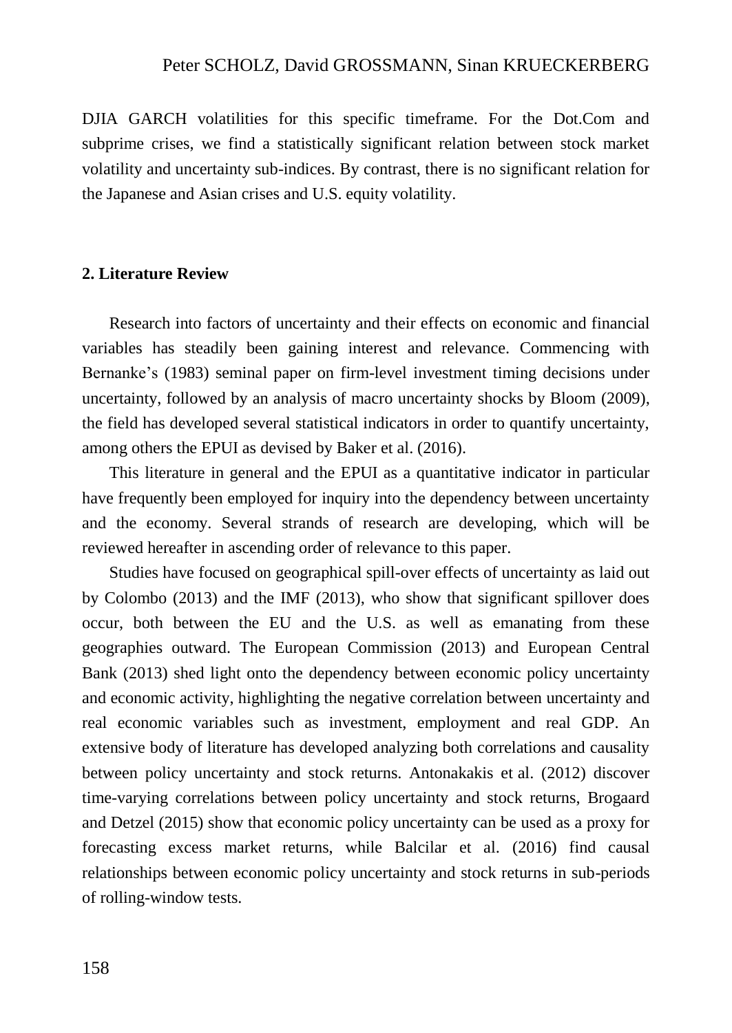DJIA GARCH volatilities for this specific timeframe. For the Dot.Com and subprime crises, we find a statistically significant relation between stock market volatility and uncertainty sub-indices. By contrast, there is no significant relation for the Japanese and Asian crises and U.S. equity volatility.

## 2. Literature Review

Research into factors of uncertainty and their effects on economic and financial variables has steadily been gaining interest and relevance. Commencing with Bernanke's (1983) seminal paper on firm-level investment timing decisions under uncertainty, followed by an analysis of macro uncertainty shocks by Bloom (2009), the field has developed several statistical indicators in order to quantify uncertainty, among others the EPUI as devised by Baker et al. (2016).

This literature in general and the EPUI as a quantitative indicator in particular have frequently been employed for inquiry into the dependency between uncertainty and the economy. Several strands of research are developing, which will be reviewed hereafter in ascending order of relevance to this paper.

Studies have focused on geographical spill-over effects of uncertainty as laid out by Colombo (2013) and the IMF (2013), who show that significant spillover does occur, both between the EU and the U.S. as well as emanating from these geographies outward. The European Commission (2013) and European Central Bank (2013) shed light onto the dependency between economic policy uncertainty and economic activity, highlighting the negative correlation between uncertainty and real economic variables such as investment, employment and real GDP. An extensive body of literature has developed analyzing both correlations and causality between policy uncertainty and stock returns. Antonakakis et al. (2012) discover time-varying correlations between policy uncertainty and stock returns, Brogaard and Detzel (2015) show that economic policy uncertainty can be used as a proxy for forecasting excess market returns, while Balcilar et al. (2016) find causal relationships between economic policy uncertainty and stock returns in sub-periods of rolling-window tests.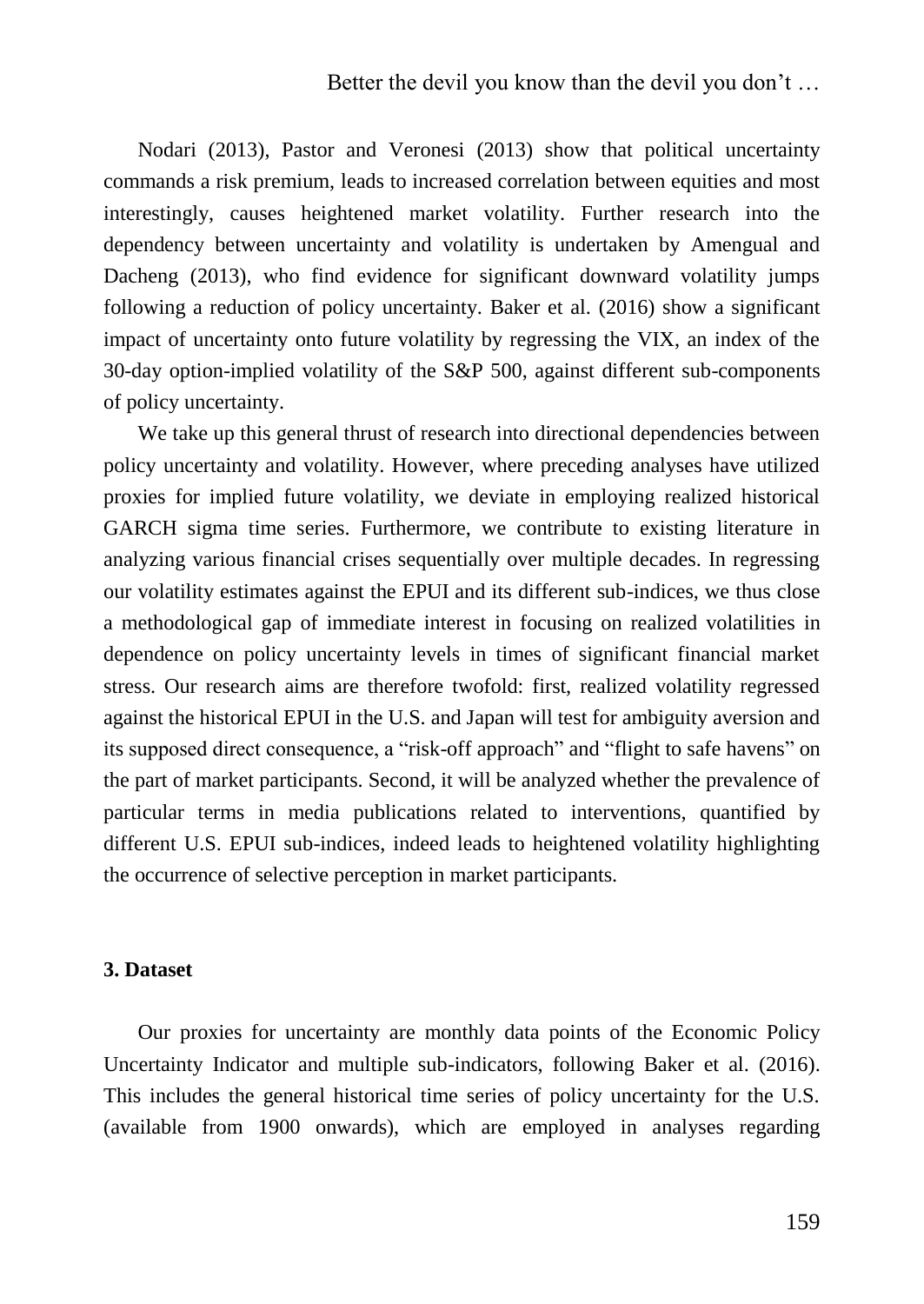Nodari (2013), Pastor and Veronesi (2013) show that political uncertainty commands a risk premium, leads to increased correlation between equities and most interestingly, causes heightened market volatility. Further research into the dependency between uncertainty and volatility is undertaken by Amengual and Dacheng (2013), who find evidence for significant downward volatility jumps following a reduction of policy uncertainty. Baker et al. (2016) show a significant impact of uncertainty onto future volatility by regressing the VIX, an index of the 30-day option-implied volatility of the S&P 500, against different sub-components of policy uncertainty.

We take up this general thrust of research into directional dependencies between policy uncertainty and volatility. However, where preceding analyses have utilized proxies for implied future volatility, we deviate in employing realized historical GARCH sigma time series. Furthermore, we contribute to existing literature in analyzing various financial crises sequentially over multiple decades. In regressing our volatility estimates against the EPUI and its different sub-indices, we thus close a methodological gap of immediate interest in focusing on realized volatilities in dependence on policy uncertainty levels in times of significant financial market stress. Our research aims are therefore twofold: first, realized volatility regressed against the historical EPUI in the U.S. and Japan will test for ambiguity aversion and its supposed direct consequence, a "risk-off approach" and "flight to safe havens" on the part of market participants. Second, it will be analyzed whether the prevalence of particular terms in media publications related to interventions, quantified by different U.S. EPUI sub-indices, indeed leads to heightened volatility highlighting the occurrence of selective perception in market participants.

## 3. Dataset

Our proxies for uncertainty are monthly data points of the Economic Policy Uncertainty Indicator and multiple sub-indicators, following Baker et al. (2016). This includes the general historical time series of policy uncertainty for the U.S. (available from 1900 onwards), which are employed in analyses regarding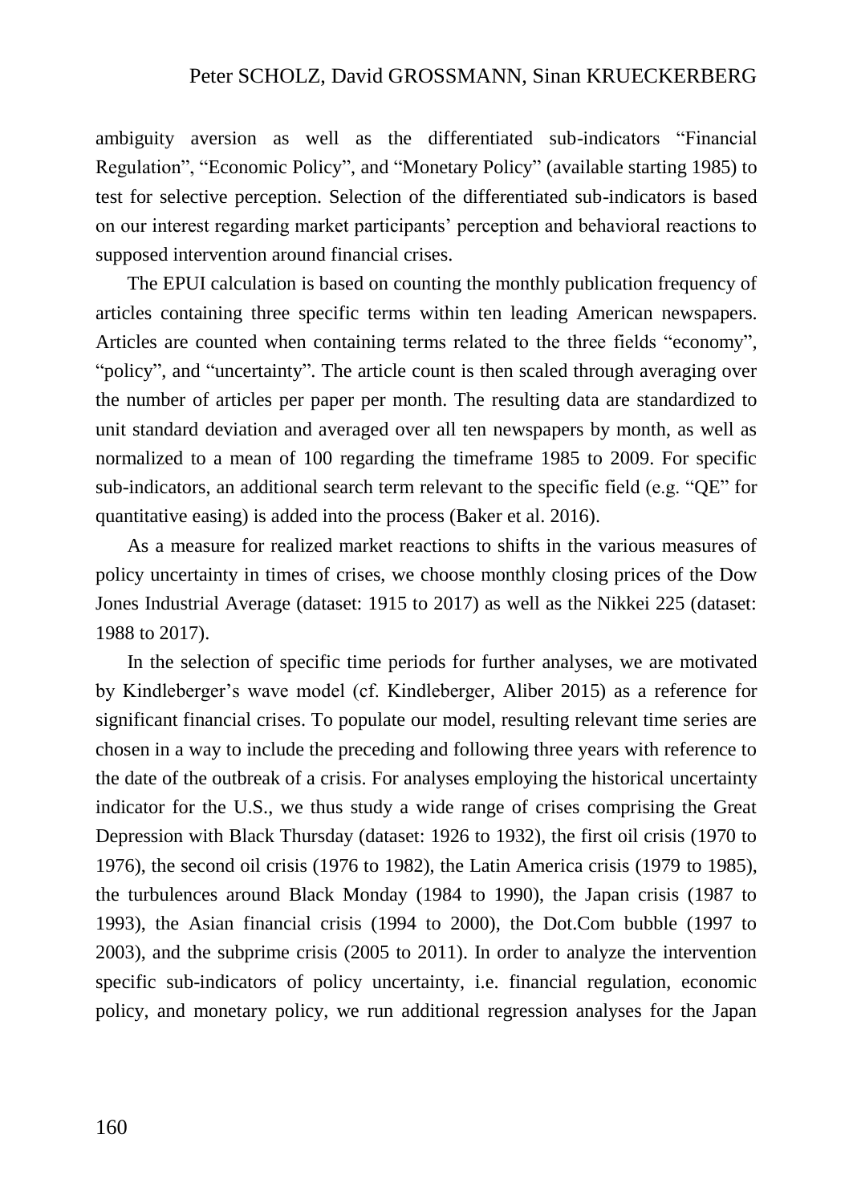ambiguity aversion as well as the differentiated sub-indicators "Financial Regulation", "Economic Policy", and "Monetary Policy" (available starting 1985) to test for selective perception. Selection of the differentiated sub-indicators is based on our interest regarding market participants' perception and behavioral reactions to supposed intervention around financial crises.

The EPUI calculation is based on counting the monthly publication frequency of articles containing three specific terms within ten leading American newspapers. Articles are counted when containing terms related to the three fields "economy", "policy", and "uncertainty". The article count is then scaled through averaging over the number of articles per paper per month. The resulting data are standardized to unit standard deviation and averaged over all ten newspapers by month, as well as normalized to a mean of 100 regarding the timeframe 1985 to 2009. For specific sub-indicators, an additional search term relevant to the specific field (e.g. "QE" for quantitative easing) is added into the process (Baker et al. 2016).

As a measure for realized market reactions to shifts in the various measures of policy uncertainty in times of crises, we choose monthly closing prices of the Dow Jones Industrial Average (dataset: 1915 to 2017) as well as the Nikkei 225 (dataset: 1988 to 2017).

In the selection of specific time periods for further analyses, we are motivated by Kindleberger's wave model (cf. Kindleberger, Aliber 2015) as a reference for significant financial crises. To populate our model, resulting relevant time series are chosen in a way to include the preceding and following three years with reference to the date of the outbreak of a crisis. For analyses employing the historical uncertainty indicator for the U.S., we thus study a wide range of crises comprising the Great Depression with Black Thursday (dataset: 1926 to 1932), the first oil crisis (1970 to 1976), the second oil crisis (1976 to 1982), the Latin America crisis (1979 to 1985), the turbulences around Black Monday (1984 to 1990), the Japan crisis (1987 to 1993), the Asian financial crisis (1994 to 2000), the Dot.Com bubble (1997 to 2003), and the subprime crisis (2005 to 2011). In order to analyze the intervention specific sub-indicators of policy uncertainty, i.e. financial regulation, economic policy, and monetary policy, we run additional regression analyses for the Japan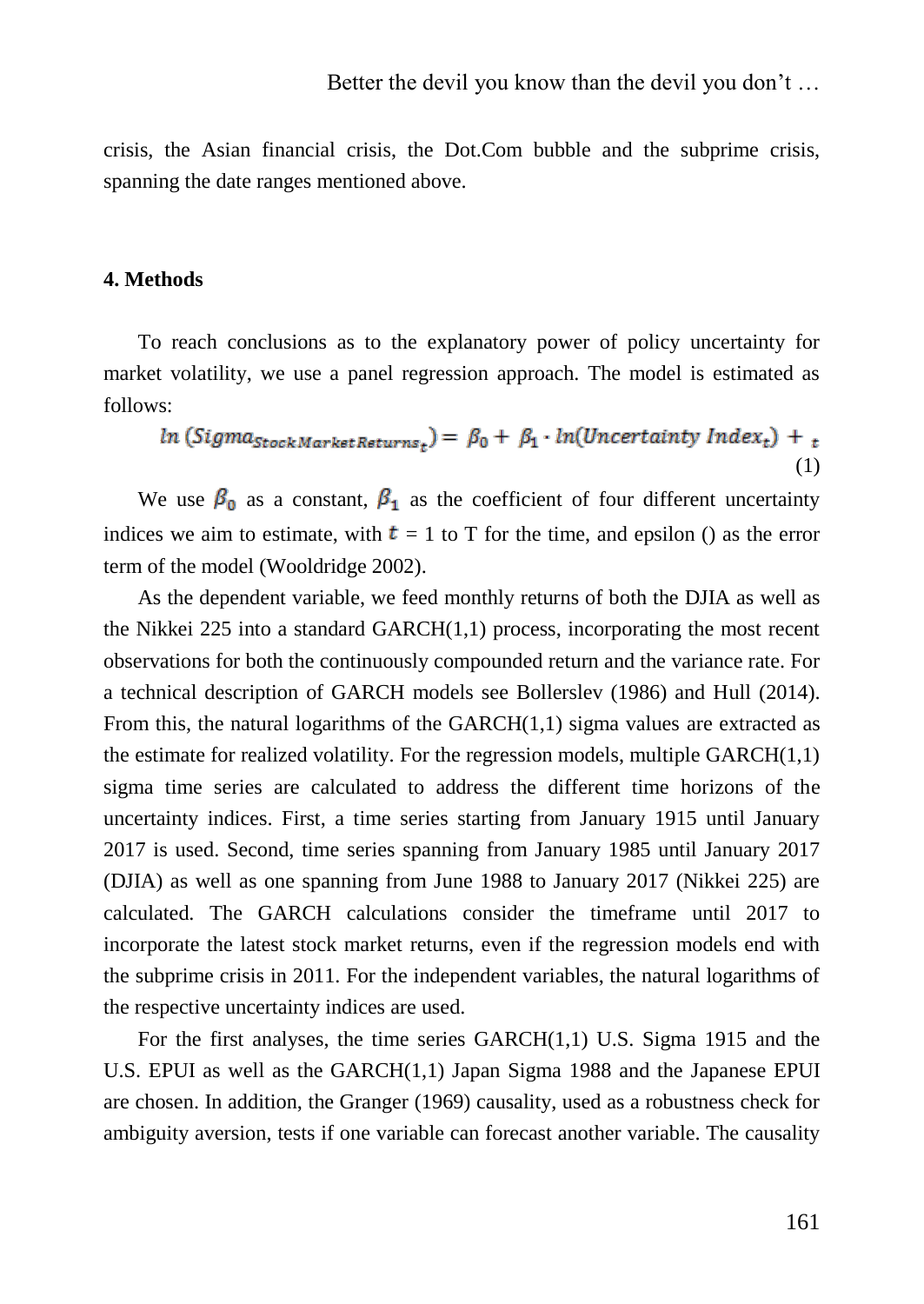crisis, the Asian financial crisis, the Dot.Com bubble and the subprime crisis, spanning the date ranges mentioned above.

## 4. Methods

To reach conclusions as to the explanatory power of policy uncertainty for market volatility, we use a panel regression approach. The model is estimated as follows:

$$\ln\left(Sigma_{StockMarketReturns_t}\right) = \beta_0 + \beta_1 \cdot \ln(Uncertainty\ Index_t) + _t \tag{1}$$

We use $\beta_0$ as a constant, $\beta_1$ as the coefficient of four different uncertainty indices we aim to estimate, with $t$ = 1 to T for the time, and epsilon () as the error term of the model (Wooldridge 2002).

As the dependent variable, we feed monthly returns of both the DJIA as well as the Nikkei 225 into a standard GARCH(1,1) process, incorporating the most recent observations for both the continuously compounded return and the variance rate. For a technical description of GARCH models see Bollerslev (1986) and Hull (2014). From this, the natural logarithms of the GARCH(1,1) sigma values are extracted as the estimate for realized volatility. For the regression models, multiple GARCH(1,1) sigma time series are calculated to address the different time horizons of the uncertainty indices. First, a time series starting from January 1915 until January 2017 is used. Second, time series spanning from January 1985 until January 2017 (DJIA) as well as one spanning from June 1988 to January 2017 (Nikkei 225) are calculated. The GARCH calculations consider the timeframe until 2017 to incorporate the latest stock market returns, even if the regression models end with the subprime crisis in 2011. For the independent variables, the natural logarithms of the respective uncertainty indices are used.

For the first analyses, the time series GARCH(1,1) U.S. Sigma 1915 and the U.S. EPUI as well as the GARCH(1,1) Japan Sigma 1988 and the Japanese EPUI are chosen. In addition, the Granger (1969) causality, used as a robustness check for ambiguity aversion, tests if one variable can forecast another variable. The causality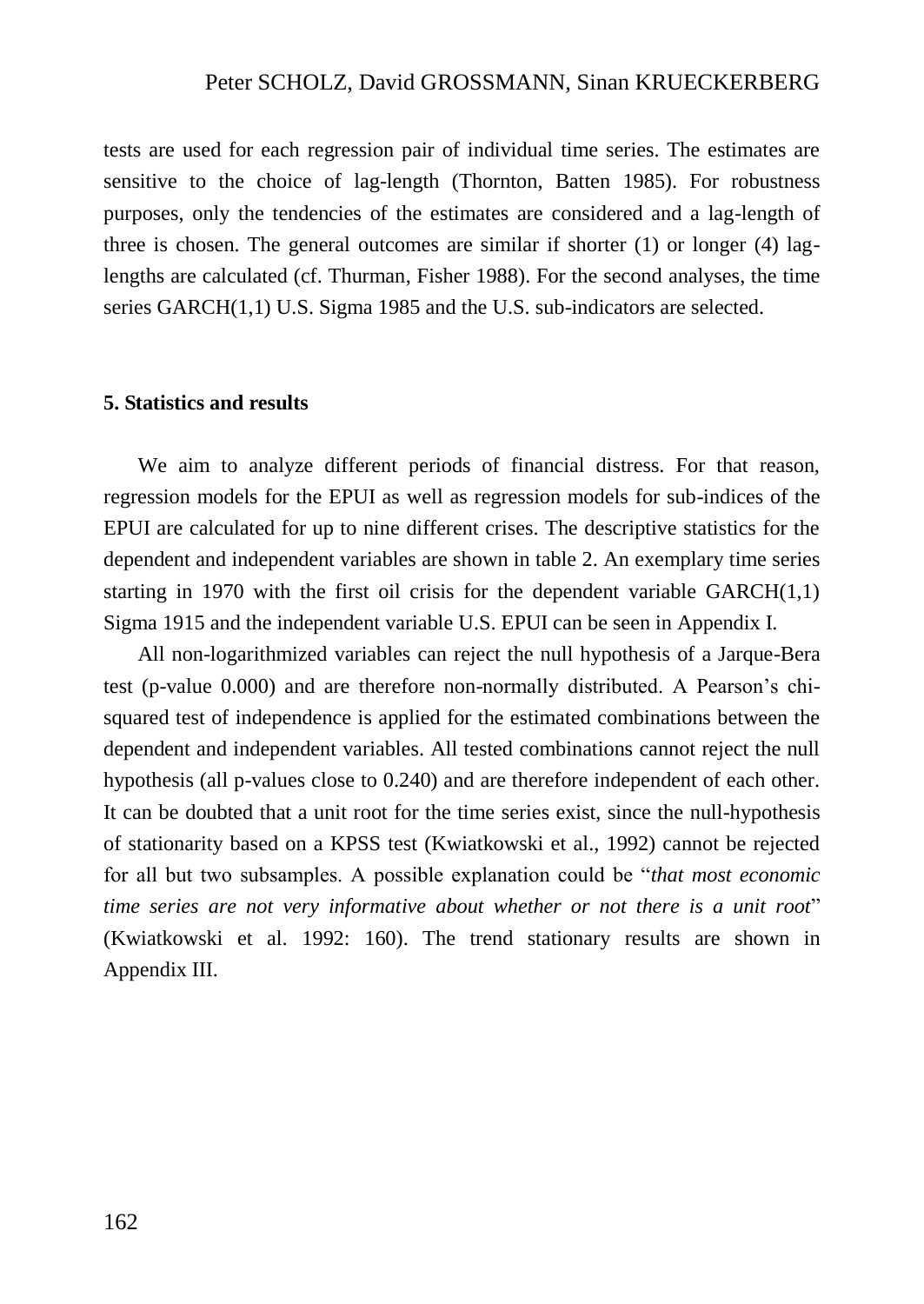tests are used for each regression pair of individual time series. The estimates are sensitive to the choice of lag-length (Thornton, Batten 1985). For robustness purposes, only the tendencies of the estimates are considered and a lag-length of three is chosen. The general outcomes are similar if shorter (1) or longer (4) lag-lengths are calculated (cf. Thurman, Fisher 1988). For the second analyses, the time series GARCH(1,1) U.S. Sigma 1985 and the U.S. sub-indicators are selected.

## 5. Statistics and results

We aim to analyze different periods of financial distress. For that reason, regression models for the EPUI as well as regression models for sub-indices of the EPUI are calculated for up to nine different crises. The descriptive statistics for the dependent and independent variables are shown in table 2. An exemplary time series starting in 1970 with the first oil crisis for the dependent variable GARCH(1,1) Sigma 1915 and the independent variable U.S. EPUI can be seen in Appendix I.

All non-logarithmized variables can reject the null hypothesis of a Jarque-Bera test (p-value 0.000) and are therefore non-normally distributed. A Pearson's chi-squared test of independence is applied for the estimated combinations between the dependent and independent variables. All tested combinations cannot reject the null hypothesis (all p-values close to 0.240) and are therefore independent of each other. It can be doubted that a unit root for the time series exist, since the null-hypothesis of stationarity based on a KPSS test (Kwiatkowski et al., 1992) cannot be rejected for all but two subsamples. A possible explanation could be "*that most economic time series are not very informative about whether or not there is a unit root*" (Kwiatkowski et al. 1992: 160). The trend stationary results are shown in Appendix III.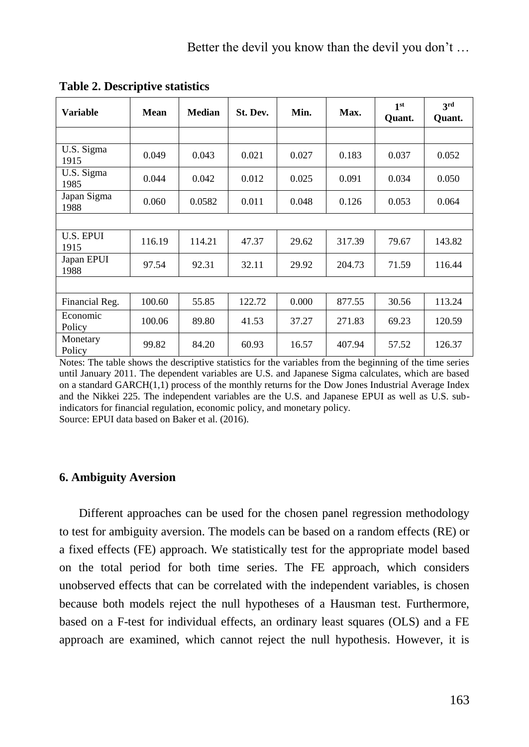**Table 2. Descriptive statistics**

| Variable | Mean | Median | St. Dev. | Min. | Max. | 1st Quant. | 3rd Quant. |
|---|---|---|---|---|---|---|---|
| | | | | | | | |
| U.S. Sigma 1915 | 0.049 | 0.043 | 0.021 | 0.027 | 0.183 | 0.037 | 0.052 |
| U.S. Sigma 1985 | 0.044 | 0.042 | 0.012 | 0.025 | 0.091 | 0.034 | 0.050 |
| Japan Sigma 1988 | 0.060 | 0.0582 | 0.011 | 0.048 | 0.126 | 0.053 | 0.064 |
| | | | | | | | |
| U.S. EPUI 1915 | 116.19 | 114.21 | 47.37 | 29.62 | 317.39 | 79.67 | 143.82 |
| Japan EPUI 1988 | 97.54 | 92.31 | 32.11 | 29.92 | 204.73 | 71.59 | 116.44 |
| | | | | | | | |
| Financial Reg. | 100.60 | 55.85 | 122.72 | 0.000 | 877.55 | 30.56 | 113.24 |
| Economic Policy | 100.06 | 89.80 | 41.53 | 37.27 | 271.83 | 69.23 | 120.59 |
| Monetary Policy | 99.82 | 84.20 | 60.93 | 16.57 | 407.94 | 57.52 | 126.37 |

Notes: The table shows the descriptive statistics for the variables from the beginning of the time series until January 2011. The dependent variables are U.S. and Japanese Sigma calculates, which are based on a standard GARCH(1,1) process of the monthly returns for the Dow Jones Industrial Average Index and the Nikkei 225. The independent variables are the U.S. and Japanese EPUI as well as U.S. sub-indicators for financial regulation, economic policy, and monetary policy.
Source: EPUI data based on Baker et al. (2016).

## 6. Ambiguity Aversion

Different approaches can be used for the chosen panel regression methodology to test for ambiguity aversion. The models can be based on a random effects (RE) or a fixed effects (FE) approach. We statistically test for the appropriate model based on the total period for both time series. The FE approach, which considers unobserved effects that can be correlated with the independent variables, is chosen because both models reject the null hypotheses of a Hausman test. Furthermore, based on a F-test for individual effects, an ordinary least squares (OLS) and a FE approach are examined, which cannot reject the null hypothesis. However, it is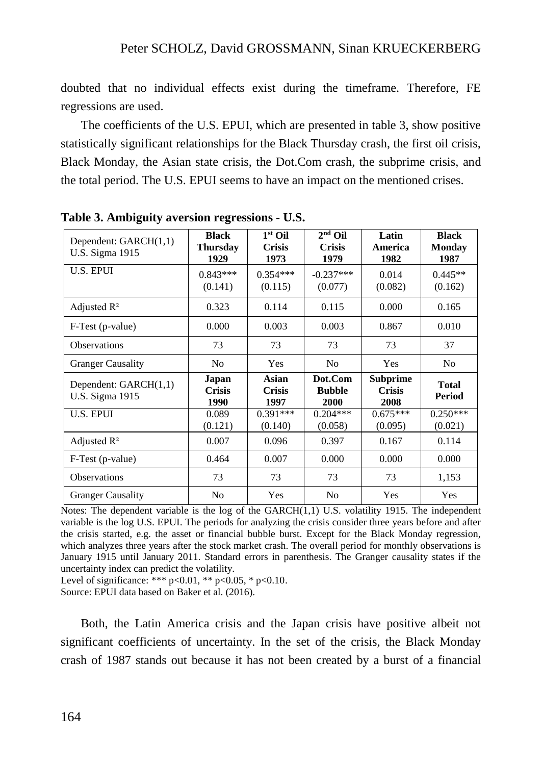doubted that no individual effects exist during the timeframe. Therefore, FE regressions are used.

The coefficients of the U.S. EPUI, which are presented in table 3, show positive statistically significant relationships for the Black Thursday crash, the first oil crisis, Black Monday, the Asian state crisis, the Dot.Com crash, the subprime crisis, and the total period. The U.S. EPUI seems to have an impact on the mentioned crises.

**Table 3. Ambiguity aversion regressions - U.S.**

| Dependent: GARCH(1,1) U.S. Sigma 1915 | **Black Thursday 1929** | **1st Oil Crisis 1973** | **2nd Oil Crisis 1979** | **Latin America 1982** | **Black Monday 1987** |
|---|---|---|---|---|---|
| U.S. EPUI | 0.843*** (0.141) | 0.354*** (0.115) | -0.237*** (0.077) | 0.014 (0.082) | 0.445** (0.162) |
| Adjusted $R^2$ | 0.323 | 0.114 | 0.115 | 0.000 | 0.165 |
| F-Test (p-value) | 0.000 | 0.003 | 0.003 | 0.867 | 0.010 |
| Observations | 73 | 73 | 73 | 73 | 37 |
| Granger Causality | No | Yes | No | Yes | No |
| Dependent: GARCH(1,1) U.S. Sigma 1915 | **Japan Crisis 1990** | **Asian Crisis 1997** | **Dot.Com Bubble 2000** | **Subprime Crisis 2008** | **Total Period** |
| U.S. EPUI | 0.089 (0.121) | 0.391*** (0.140) | 0.204*** (0.058) | 0.675*** (0.095) | 0.250*** (0.021) |
| Adjusted $R^2$ | 0.007 | 0.096 | 0.397 | 0.167 | 0.114 |
| F-Test (p-value) | 0.464 | 0.007 | 0.000 | 0.000 | 0.000 |
| Observations | 73 | 73 | 73 | 73 | 1,153 |
| Granger Causality | No | Yes | No | Yes | Yes |

Notes: The dependent variable is the log of the GARCH(1,1) U.S. volatility 1915. The independent variable is the log U.S. EPUI. The periods for analyzing the crisis consider three years before and after the crisis started, e.g. the asset or financial bubble burst. Except for the Black Monday regression, which analyzes three years after the stock market crash. The overall period for monthly observations is January 1915 until January 2011. Standard errors in parenthesis. The Granger causality states if the uncertainty index can predict the volatility.

Level of significance: *** $p<0.01$, ** $p<0.05$, * $p<0.10$.

Source: EPUI data based on Baker et al. (2016).

Both, the Latin America crisis and the Japan crisis have positive albeit not significant coefficients of uncertainty. In the set of the crisis, the Black Monday crash of 1987 stands out because it has not been created by a burst of a financial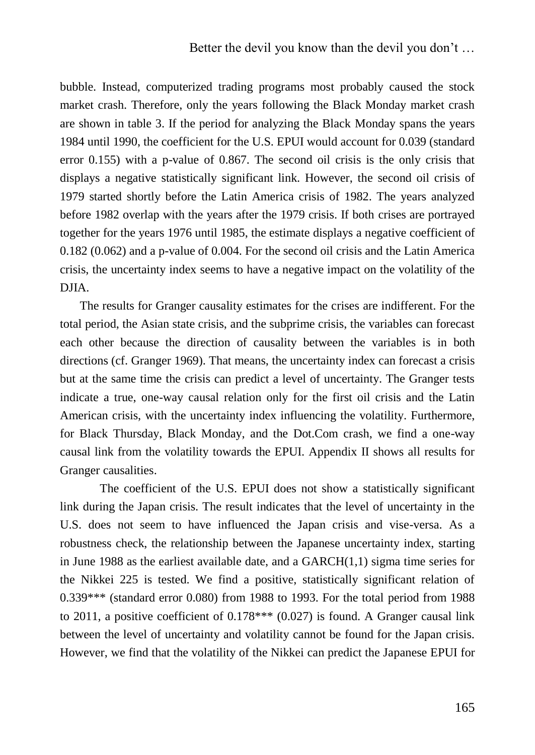bubble. Instead, computerized trading programs most probably caused the stock market crash. Therefore, only the years following the Black Monday market crash are shown in table 3. If the period for analyzing the Black Monday spans the years 1984 until 1990, the coefficient for the U.S. EPUI would account for 0.039 (standard error 0.155) with a p-value of 0.867. The second oil crisis is the only crisis that displays a negative statistically significant link. However, the second oil crisis of 1979 started shortly before the Latin America crisis of 1982. The years analyzed before 1982 overlap with the years after the 1979 crisis. If both crises are portrayed together for the years 1976 until 1985, the estimate displays a negative coefficient of 0.182 (0.062) and a p-value of 0.004. For the second oil crisis and the Latin America crisis, the uncertainty index seems to have a negative impact on the volatility of the DJIA.

The results for Granger causality estimates for the crises are indifferent. For the total period, the Asian state crisis, and the subprime crisis, the variables can forecast each other because the direction of causality between the variables is in both directions (cf. Granger 1969). That means, the uncertainty index can forecast a crisis but at the same time the crisis can predict a level of uncertainty. The Granger tests indicate a true, one-way causal relation only for the first oil crisis and the Latin American crisis, with the uncertainty index influencing the volatility. Furthermore, for Black Thursday, Black Monday, and the Dot.Com crash, we find a one-way causal link from the volatility towards the EPUI. Appendix II shows all results for Granger causalities.

The coefficient of the U.S. EPUI does not show a statistically significant link during the Japan crisis. The result indicates that the level of uncertainty in the U.S. does not seem to have influenced the Japan crisis and vise-versa. As a robustness check, the relationship between the Japanese uncertainty index, starting in June 1988 as the earliest available date, and a GARCH(1,1) sigma time series for the Nikkei 225 is tested. We find a positive, statistically significant relation of 0.339*** (standard error 0.080) from 1988 to 1993. For the total period from 1988 to 2011, a positive coefficient of 0.178*** (0.027) is found. A Granger causal link between the level of uncertainty and volatility cannot be found for the Japan crisis. However, we find that the volatility of the Nikkei can predict the Japanese EPUI for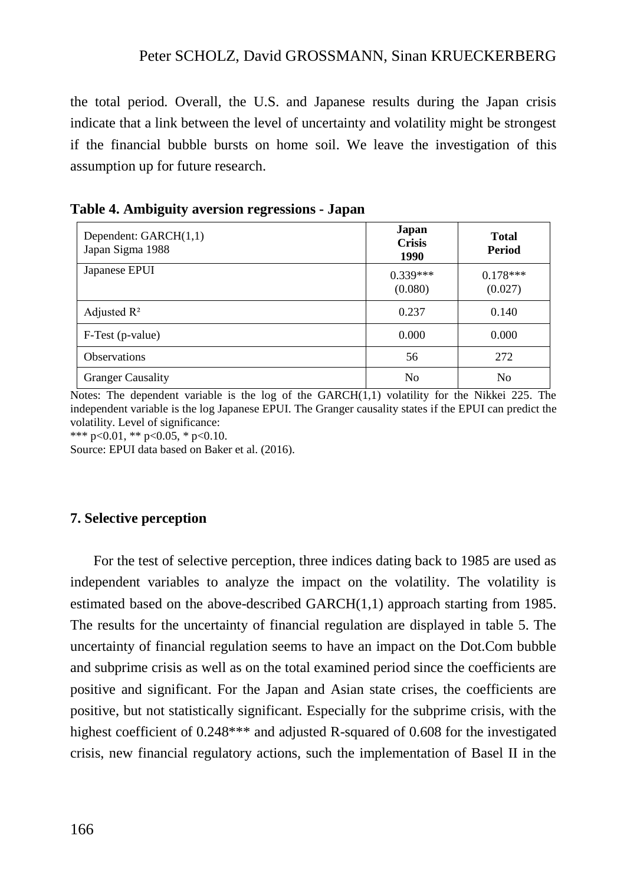the total period. Overall, the U.S. and Japanese results during the Japan crisis indicate that a link between the level of uncertainty and volatility might be strongest if the financial bubble bursts on home soil. We leave the investigation of this assumption up for future research.

**Table 4. Ambiguity aversion regressions - Japan**

| Dependent: GARCH(1,1) Japan Sigma 1988 | **Japan Crisis 1990** | **Total Period** |
|---|---|---|
| Japanese EPUI | 0.339*** (0.080) | 0.178*** (0.027) |
| Adjusted $R^2$ | 0.237 | 0.140 |
| F-Test (p-value) | 0.000 | 0.000 |
| Observations | 56 | 272 |
| Granger Causality | No | No |

Notes: The dependent variable is the log of the GARCH(1,1) volatility for the Nikkei 225. The independent variable is the log Japanese EPUI. The Granger causality states if the EPUI can predict the volatility. Level of significance:
*** $p<0.01$, ** $p<0.05$, * $p<0.10$.
Source: EPUI data based on Baker et al. (2016).

## 7. Selective perception

For the test of selective perception, three indices dating back to 1985 are used as independent variables to analyze the impact on the volatility. The volatility is estimated based on the above-described GARCH(1,1) approach starting from 1985. The results for the uncertainty of financial regulation are displayed in table 5. The uncertainty of financial regulation seems to have an impact on the Dot.Com bubble and subprime crisis as well as on the total examined period since the coefficients are positive and significant. For the Japan and Asian state crises, the coefficients are positive, but not statistically significant. Especially for the subprime crisis, with the highest coefficient of 0.248*** and adjusted R-squared of 0.608 for the investigated crisis, new financial regulatory actions, such the implementation of Basel II in the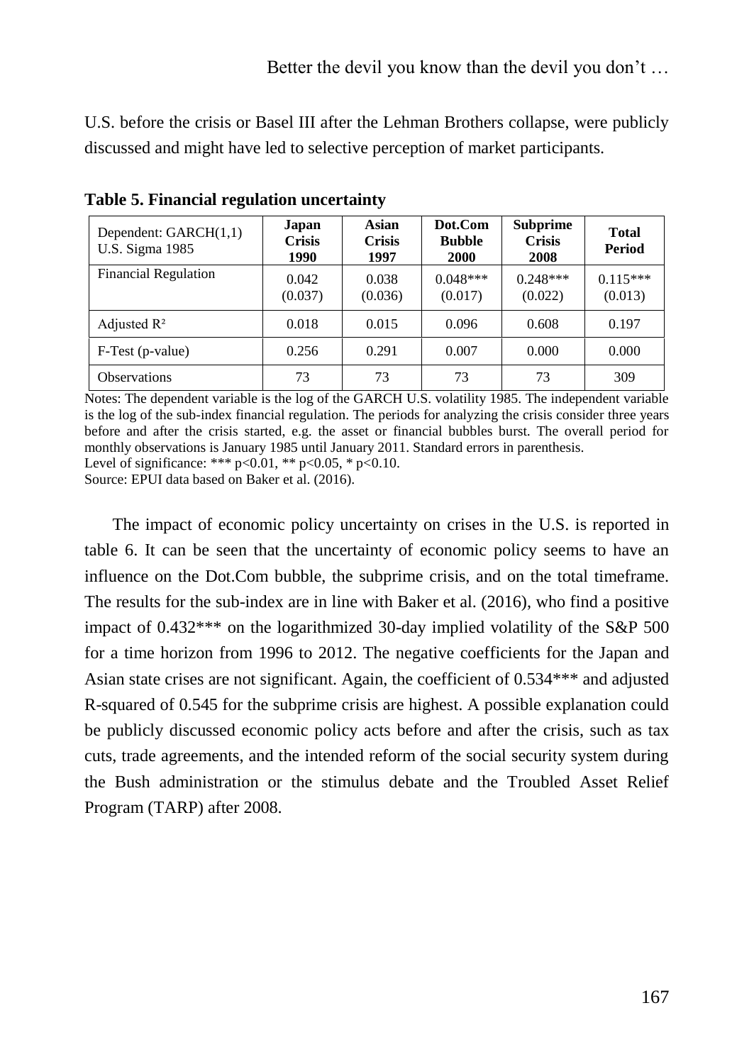U.S. before the crisis or Basel III after the Lehman Brothers collapse, were publicly discussed and might have led to selective perception of market participants.

**Table 5. Financial regulation uncertainty**

| Dependent: GARCH(1,1) U.S. Sigma 1985 | Japan Crisis 1990 | Asian Crisis 1997 | Dot.Com Bubble 2000 | Subprime Crisis 2008 | Total Period |
|---|---|---|---|---|---|
| Financial Regulation | 0.042 (0.037) | 0.038 (0.036) | 0.048*** (0.017) | 0.248*** (0.022) | 0.115*** (0.013) |
| Adjusted $R^2$ | 0.018 | 0.015 | 0.096 | 0.608 | 0.197 |
| F-Test (p-value) | 0.256 | 0.291 | 0.007 | 0.000 | 0.000 |
| Observations | 73 | 73 | 73 | 73 | 309 |

Notes: The dependent variable is the log of the GARCH U.S. volatility 1985. The independent variable is the log of the sub-index financial regulation. The periods for analyzing the crisis consider three years before and after the crisis started, e.g. the asset or financial bubbles burst. The overall period for monthly observations is January 1985 until January 2011. Standard errors in parenthesis.
Level of significance: *** $p<0.01$, ** $p<0.05$, * $p<0.10$.
Source: EPUI data based on Baker et al. (2016).

The impact of economic policy uncertainty on crises in the U.S. is reported in table 6. It can be seen that the uncertainty of economic policy seems to have an influence on the Dot.Com bubble, the subprime crisis, and on the total timeframe. The results for the sub-index are in line with Baker et al. (2016), who find a positive impact of 0.432*** on the logarithmized 30-day implied volatility of the S&P 500 for a time horizon from 1996 to 2012. The negative coefficients for the Japan and Asian state crises are not significant. Again, the coefficient of 0.534*** and adjusted R-squared of 0.545 for the subprime crisis are highest. A possible explanation could be publicly discussed economic policy acts before and after the crisis, such as tax cuts, trade agreements, and the intended reform of the social security system during the Bush administration or the stimulus debate and the Troubled Asset Relief Program (TARP) after 2008.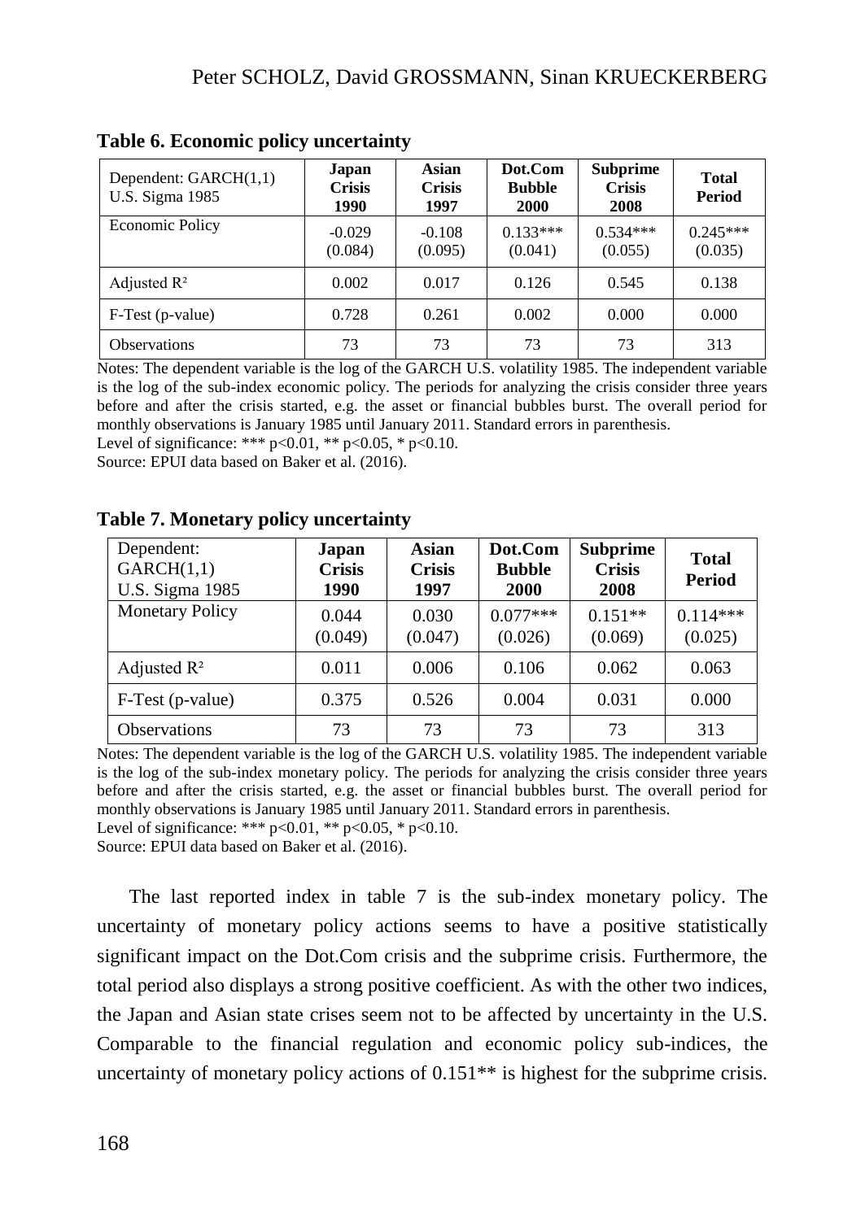**Table 6. Economic policy uncertainty**

| Dependent: GARCH(1,1) U.S. Sigma 1985 | Japan Crisis 1990 | Asian Crisis 1997 | Dot.Com Bubble 2000 | Subprime Crisis 2008 | Total Period |
|---|---|---|---|---|---|
| Economic Policy | -0.029 (0.084) | -0.108 (0.095) | 0.133*** (0.041) | 0.534*** (0.055) | 0.245*** (0.035) |
| Adjusted R² | 0.002 | 0.017 | 0.126 | 0.545 | 0.138 |
| F-Test (p-value) | 0.728 | 0.261 | 0.002 | 0.000 | 0.000 |
| Observations | 73 | 73 | 73 | 73 | 313 |

Notes: The dependent variable is the log of the GARCH U.S. volatility 1985. The independent variable is the log of the sub-index economic policy. The periods for analyzing the crisis consider three years before and after the crisis started, e.g. the asset or financial bubbles burst. The overall period for monthly observations is January 1985 until January 2011. Standard errors in parenthesis.
Level of significance: *** p<0.01, ** p<0.05, * p<0.10.
Source: EPUI data based on Baker et al. (2016).

**Table 7. Monetary policy uncertainty**

| Dependent: GARCH(1,1) U.S. Sigma 1985 | Japan Crisis 1990 | Asian Crisis 1997 | Dot.Com Bubble 2000 | Subprime Crisis 2008 | Total Period |
|---|---|---|---|---|---|
| Monetary Policy | 0.044 (0.049) | 0.030 (0.047) | 0.077*** (0.026) | 0.151** (0.069) | 0.114*** (0.025) |
| Adjusted R² | 0.011 | 0.006 | 0.106 | 0.062 | 0.063 |
| F-Test (p-value) | 0.375 | 0.526 | 0.004 | 0.031 | 0.000 |
| Observations | 73 | 73 | 73 | 73 | 313 |

Notes: The dependent variable is the log of the GARCH U.S. volatility 1985. The independent variable is the log of the sub-index monetary policy. The periods for analyzing the crisis consider three years before and after the crisis started, e.g. the asset or financial bubbles burst. The overall period for monthly observations is January 1985 until January 2011. Standard errors in parenthesis.
Level of significance: *** p<0.01, ** p<0.05, * p<0.10.
Source: EPUI data based on Baker et al. (2016).

The last reported index in table 7 is the sub-index monetary policy. The uncertainty of monetary policy actions seems to have a positive statistically significant impact on the Dot.Com crisis and the subprime crisis. Furthermore, the total period also displays a strong positive coefficient. As with the other two indices, the Japan and Asian state crises seem not to be affected by uncertainty in the U.S. Comparable to the financial regulation and economic policy sub-indices, the uncertainty of monetary policy actions of 0.151** is highest for the subprime crisis.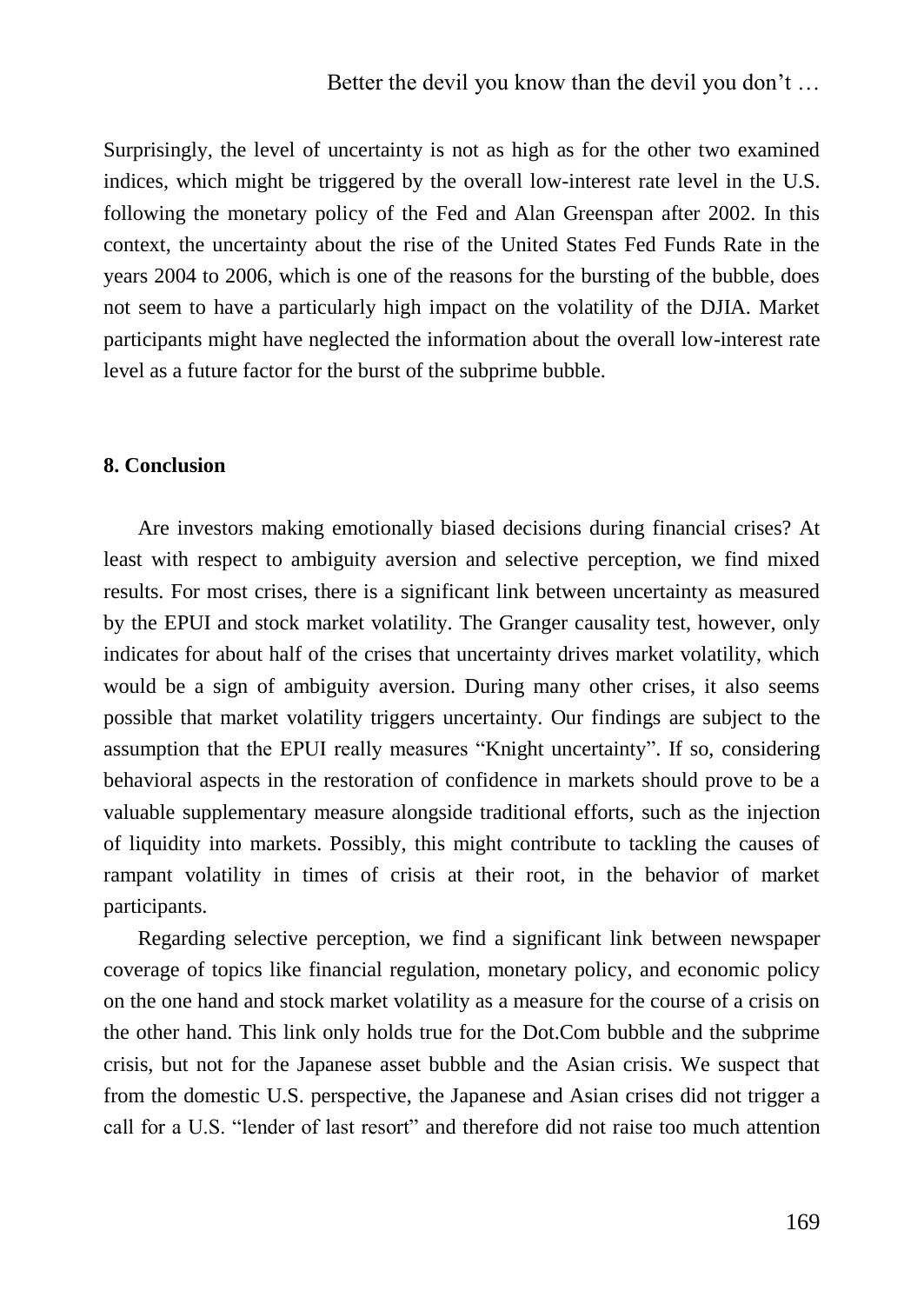Surprisingly, the level of uncertainty is not as high as for the other two examined indices, which might be triggered by the overall low-interest rate level in the U.S. following the monetary policy of the Fed and Alan Greenspan after 2002. In this context, the uncertainty about the rise of the United States Fed Funds Rate in the years 2004 to 2006, which is one of the reasons for the bursting of the bubble, does not seem to have a particularly high impact on the volatility of the DJIA. Market participants might have neglected the information about the overall low-interest rate level as a future factor for the burst of the subprime bubble.

## 8. Conclusion

Are investors making emotionally biased decisions during financial crises? At least with respect to ambiguity aversion and selective perception, we find mixed results. For most crises, there is a significant link between uncertainty as measured by the EPUI and stock market volatility. The Granger causality test, however, only indicates for about half of the crises that uncertainty drives market volatility, which would be a sign of ambiguity aversion. During many other crises, it also seems possible that market volatility triggers uncertainty. Our findings are subject to the assumption that the EPUI really measures "Knight uncertainty". If so, considering behavioral aspects in the restoration of confidence in markets should prove to be a valuable supplementary measure alongside traditional efforts, such as the injection of liquidity into markets. Possibly, this might contribute to tackling the causes of rampant volatility in times of crisis at their root, in the behavior of market participants.

Regarding selective perception, we find a significant link between newspaper coverage of topics like financial regulation, monetary policy, and economic policy on the one hand and stock market volatility as a measure for the course of a crisis on the other hand. This link only holds true for the Dot.Com bubble and the subprime crisis, but not for the Japanese asset bubble and the Asian crisis. We suspect that from the domestic U.S. perspective, the Japanese and Asian crises did not trigger a call for a U.S. "lender of last resort" and therefore did not raise too much attention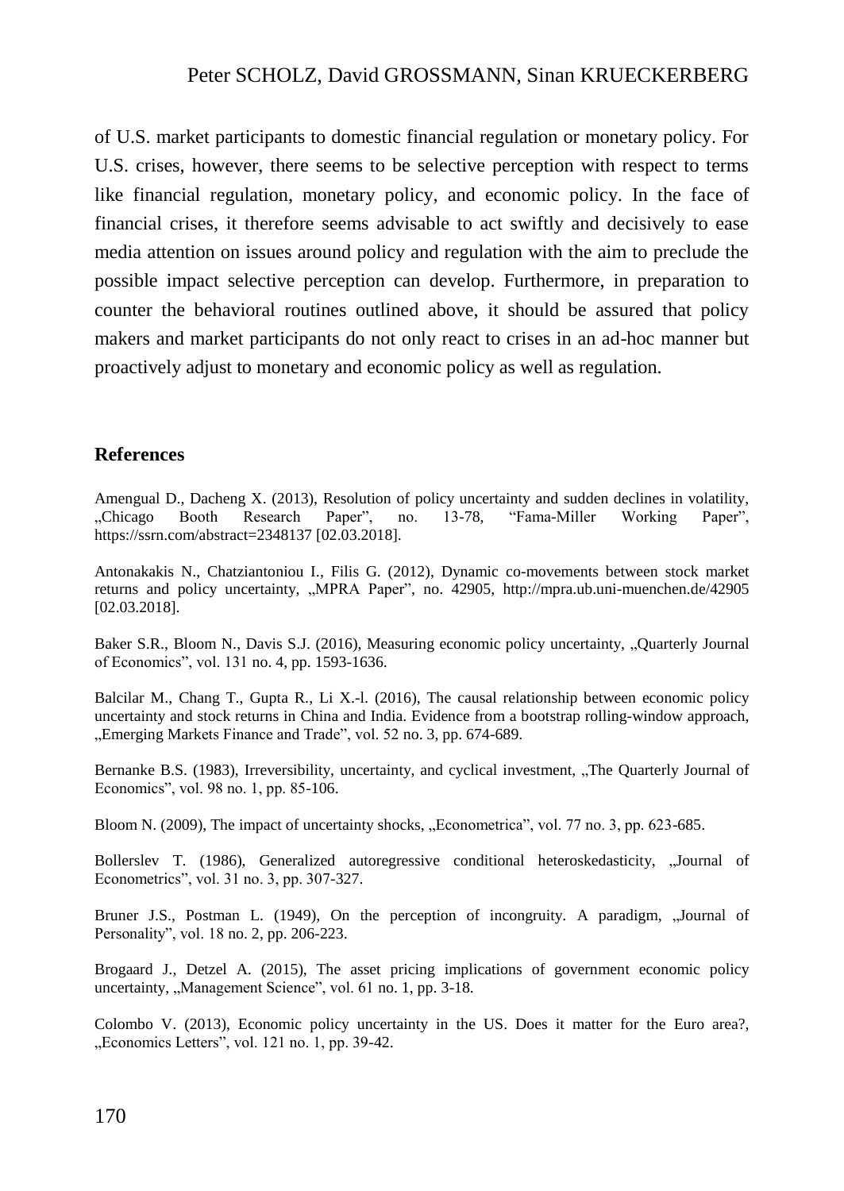of U.S. market participants to domestic financial regulation or monetary policy. For U.S. crises, however, there seems to be selective perception with respect to terms like financial regulation, monetary policy, and economic policy. In the face of financial crises, it therefore seems advisable to act swiftly and decisively to ease media attention on issues around policy and regulation with the aim to preclude the possible impact selective perception can develop. Furthermore, in preparation to counter the behavioral routines outlined above, it should be assured that policy makers and market participants do not only react to crises in an ad-hoc manner but proactively adjust to monetary and economic policy as well as regulation.

## References

Amengual D., Dacheng X. (2013), Resolution of policy uncertainty and sudden declines in volatility, „Chicago Booth Research Paper", no. 13-78, "Fama-Miller Working Paper", https://ssrn.com/abstract=2348137 [02.03.2018].

Antonakakis N., Chatziantoniou I., Filis G. (2012), Dynamic co-movements between stock market returns and policy uncertainty, „MPRA Paper", no. 42905, http://mpra.ub.uni-muenchen.de/42905 [02.03.2018].

Baker S.R., Bloom N., Davis S.J. (2016), Measuring economic policy uncertainty, „Quarterly Journal of Economics", vol. 131 no. 4, pp. 1593-1636.

Balcilar M., Chang T., Gupta R., Li X.-l. (2016), The causal relationship between economic policy uncertainty and stock returns in China and India. Evidence from a bootstrap rolling-window approach, „Emerging Markets Finance and Trade", vol. 52 no. 3, pp. 674-689.

Bernanke B.S. (1983), Irreversibility, uncertainty, and cyclical investment, „The Quarterly Journal of Economics", vol. 98 no. 1, pp. 85-106.

Bloom N. (2009), The impact of uncertainty shocks, „Econometrica", vol. 77 no. 3, pp. 623-685.

Bollerslev T. (1986), Generalized autoregressive conditional heteroskedasticity, „Journal of Econometrics", vol. 31 no. 3, pp. 307-327.

Bruner J.S., Postman L. (1949), On the perception of incongruity. A paradigm, „Journal of Personality", vol. 18 no. 2, pp. 206-223.

Brogaard J., Detzel A. (2015), The asset pricing implications of government economic policy uncertainty, „Management Science", vol. 61 no. 1, pp. 3-18.

Colombo V. (2013), Economic policy uncertainty in the US. Does it matter for the Euro area?, „Economics Letters", vol. 121 no. 1, pp. 39-42.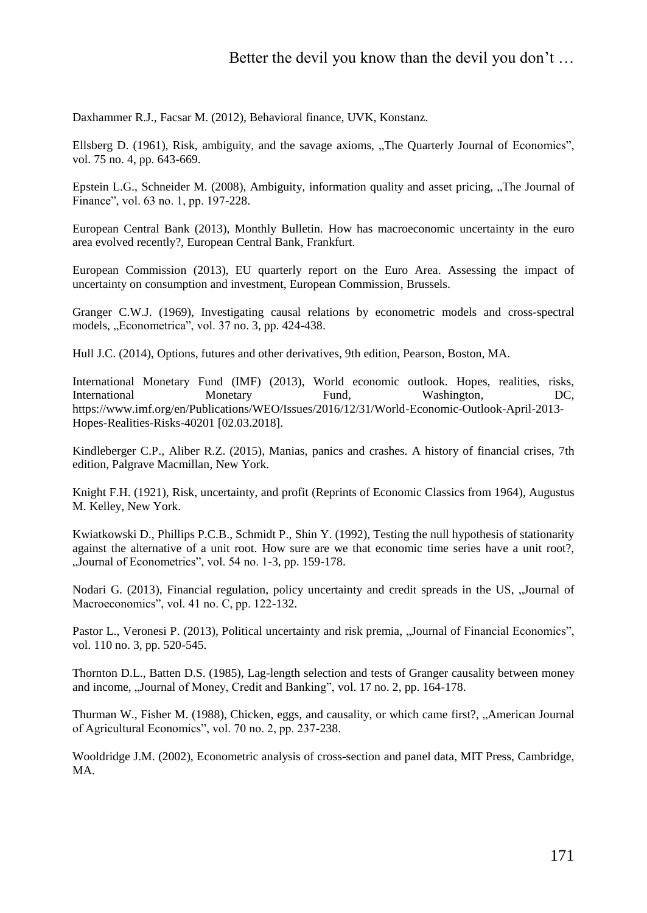Daxhammer R.J., Facsar M. (2012), Behavioral finance, UVK, Konstanz.

Ellsberg D. (1961), Risk, ambiguity, and the savage axioms, „The Quarterly Journal of Economics", vol. 75 no. 4, pp. 643-669.

Epstein L.G., Schneider M. (2008), Ambiguity, information quality and asset pricing, „The Journal of Finance", vol. 63 no. 1, pp. 197-228.

European Central Bank (2013), Monthly Bulletin. How has macroeconomic uncertainty in the euro area evolved recently?, European Central Bank, Frankfurt.

European Commission (2013), EU quarterly report on the Euro Area. Assessing the impact of uncertainty on consumption and investment, European Commission, Brussels.

Granger C.W.J. (1969), Investigating causal relations by econometric models and cross-spectral models, „Econometrica", vol. 37 no. 3, pp. 424-438.

Hull J.C. (2014), Options, futures and other derivatives, 9th edition, Pearson, Boston, MA.

International Monetary Fund (IMF) (2013), World economic outlook. Hopes, realities, risks, International Monetary Fund, Washington, DC, https://www.imf.org/en/Publications/WEO/Issues/2016/12/31/World-Economic-Outlook-April-2013-Hopes-Realities-Risks-40201 [02.03.2018].

Kindleberger C.P., Aliber R.Z. (2015), Manias, panics and crashes. A history of financial crises, 7th edition, Palgrave Macmillan, New York.

Knight F.H. (1921), Risk, uncertainty, and profit (Reprints of Economic Classics from 1964), Augustus M. Kelley, New York.

Kwiatkowski D., Phillips P.C.B., Schmidt P., Shin Y. (1992), Testing the null hypothesis of stationarity against the alternative of a unit root. How sure are we that economic time series have a unit root?, „Journal of Econometrics", vol. 54 no. 1-3, pp. 159-178.

Nodari G. (2013), Financial regulation, policy uncertainty and credit spreads in the US, „Journal of Macroeconomics", vol. 41 no. C, pp. 122-132.

Pastor L., Veronesi P. (2013), Political uncertainty and risk premia, „Journal of Financial Economics", vol. 110 no. 3, pp. 520-545.

Thornton D.L., Batten D.S. (1985), Lag-length selection and tests of Granger causality between money and income, „Journal of Money, Credit and Banking", vol. 17 no. 2, pp. 164-178.

Thurman W., Fisher M. (1988), Chicken, eggs, and causality, or which came first?, „American Journal of Agricultural Economics", vol. 70 no. 2, pp. 237-238.

Wooldridge J.M. (2002), Econometric analysis of cross-section and panel data, MIT Press, Cambridge, MA.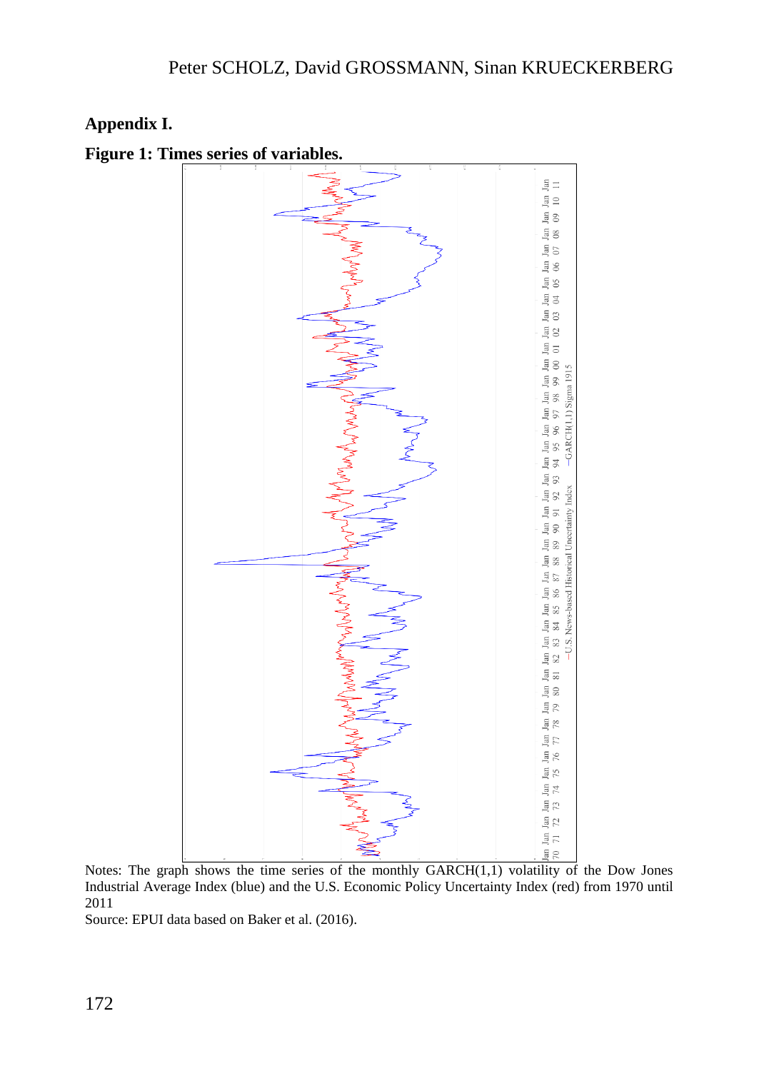## Appendix I.

**Figure 1: Times series of variables.**

Notes: The graph shows the time series of the monthly GARCH(1,1) volatility of the Dow Jones Industrial Average Index (blue) and the U.S. Economic Policy Uncertainty Index (red) from 1970 until 2011

Source: EPUI data based on Baker et al. (2016).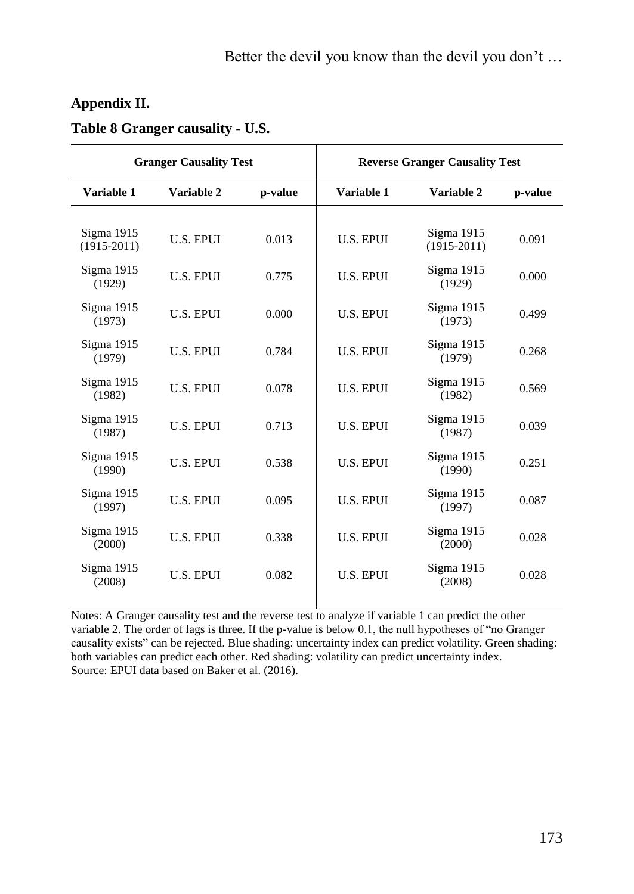## Appendix II.

### Table 8 Granger causality - U.S.

| Granger Causality Test | | | Reverse Granger Causality Test | | |
|---|---|---|---|---|---|
| **Variable 1** | **Variable 2** | **p-value** | **Variable 1** | **Variable 2** | **p-value** |
| Sigma 1915 (1915-2011) | U.S. EPUI | 0.013 | U.S. EPUI | Sigma 1915 (1915-2011) | 0.091 |
| Sigma 1915 (1929) | U.S. EPUI | 0.775 | U.S. EPUI | Sigma 1915 (1929) | 0.000 |
| Sigma 1915 (1973) | U.S. EPUI | 0.000 | U.S. EPUI | Sigma 1915 (1973) | 0.499 |
| Sigma 1915 (1979) | U.S. EPUI | 0.784 | U.S. EPUI | Sigma 1915 (1979) | 0.268 |
| Sigma 1915 (1982) | U.S. EPUI | 0.078 | U.S. EPUI | Sigma 1915 (1982) | 0.569 |
| Sigma 1915 (1987) | U.S. EPUI | 0.713 | U.S. EPUI | Sigma 1915 (1987) | 0.039 |
| Sigma 1915 (1990) | U.S. EPUI | 0.538 | U.S. EPUI | Sigma 1915 (1990) | 0.251 |
| Sigma 1915 (1997) | U.S. EPUI | 0.095 | U.S. EPUI | Sigma 1915 (1997) | 0.087 |
| Sigma 1915 (2000) | U.S. EPUI | 0.338 | U.S. EPUI | Sigma 1915 (2000) | 0.028 |
| Sigma 1915 (2008) | U.S. EPUI | 0.082 | U.S. EPUI | Sigma 1915 (2008) | 0.028 |

Notes: A Granger causality test and the reverse test to analyze if variable 1 can predict the other variable 2. The order of lags is three. If the p-value is below 0.1, the null hypotheses of "no Granger causality exists" can be rejected. Blue shading: uncertainty index can predict volatility. Green shading: both variables can predict each other. Red shading: volatility can predict uncertainty index.
Source: EPUI data based on Baker et al. (2016).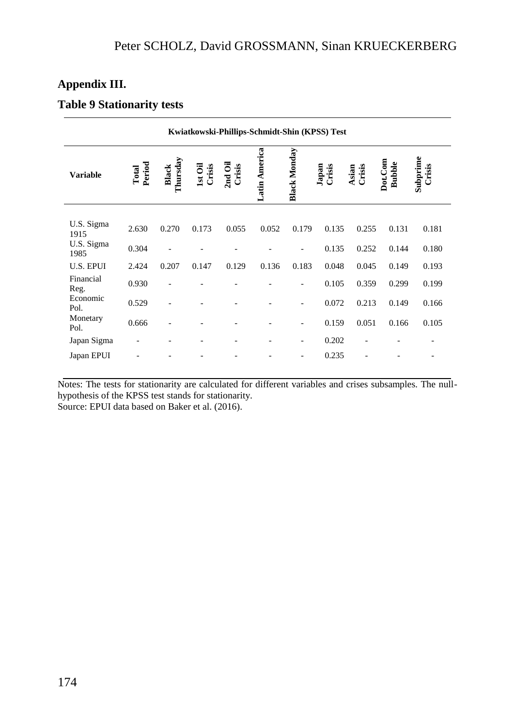## Appendix III.

### Table 9 Stationarity tests

| Kwiatkowski-Phillips-Schmidt-Shin (KPSS) Test | | | | | | | | | | |
|---|---|---|---|---|---|---|---|---|---|---|
| **Variable** | **Total Period** | **Black Thursday** | **1st Oil Crisis** | **2nd Oil Crisis** | **Latin America** | **Black Monday** | **Japan Crisis** | **Asian Crisis** | **Dot.Com Bubble** | **Subprime Crisis** |
| U.S. Sigma 1915 | 2.630 | 0.270 | 0.173 | 0.055 | 0.052 | 0.179 | 0.135 | 0.255 | 0.131 | 0.181 |
| U.S. Sigma 1985 | 0.304 | - | - | - | - | - | 0.135 | 0.252 | 0.144 | 0.180 |
| U.S. EPUI | 2.424 | 0.207 | 0.147 | 0.129 | 0.136 | 0.183 | 0.048 | 0.045 | 0.149 | 0.193 |
| Financial Reg. | 0.930 | - | - | - | - | - | 0.105 | 0.359 | 0.299 | 0.199 |
| Economic Pol. | 0.529 | - | - | - | - | - | 0.072 | 0.213 | 0.149 | 0.166 |
| Monetary Pol. | 0.666 | - | - | - | - | - | 0.159 | 0.051 | 0.166 | 0.105 |
| Japan Sigma | - | - | - | - | - | - | 0.202 | - | - | - |
| Japan EPUI | - | - | - | - | - | - | 0.235 | - | - | - |

Notes: The tests for stationarity are calculated for different variables and crises subsamples. The null-hypothesis of the KPSS test stands for stationarity.
Source: EPUI data based on Baker et al. (2016).